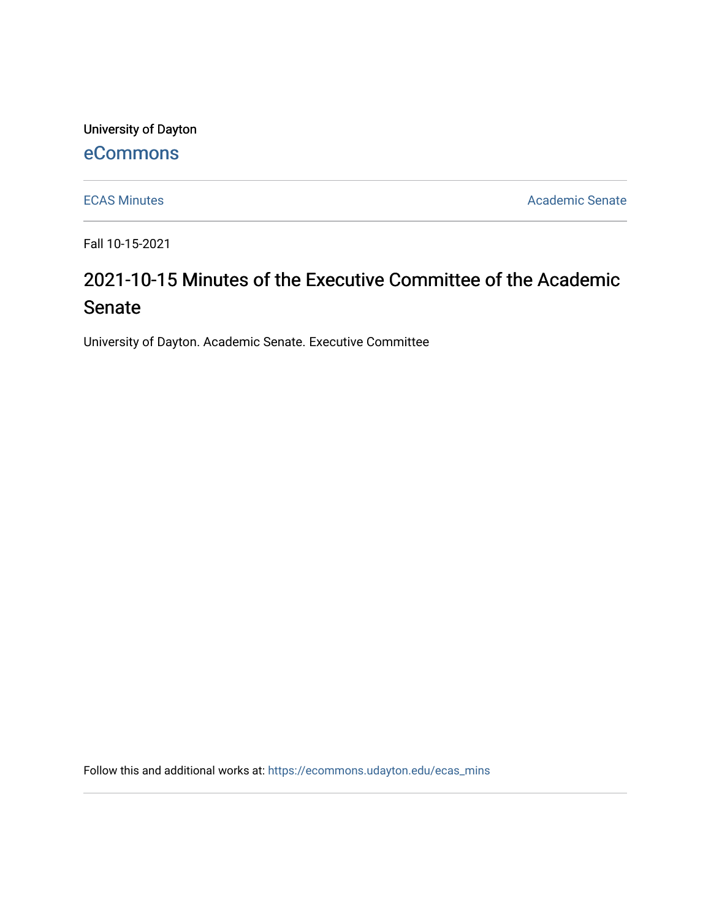University of Dayton

eCommons

ECAS Minutes

Academic Senate

Fall 10-15-2021

# 2021-10-15 Minutes of the Executive Committee of the Academic Senate

University of Dayton. Academic Senate. Executive Committee

Follow this and additional works at: https://ecommons.udayton.edu/ecas_mins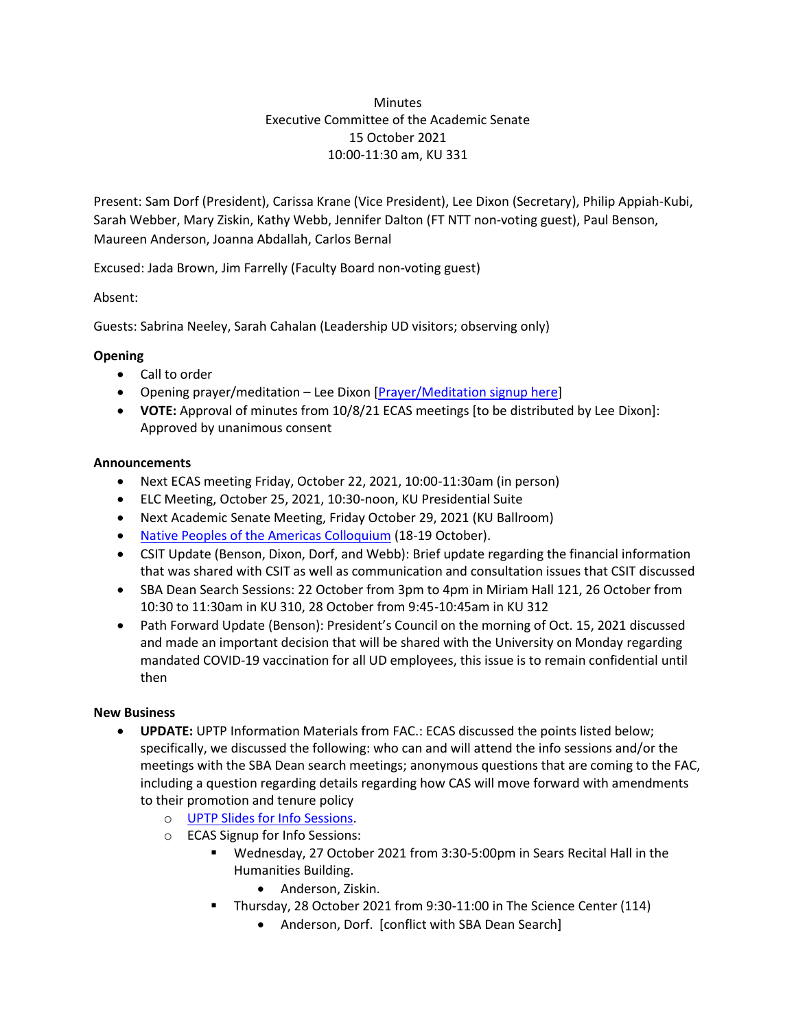Minutes
Executive Committee of the Academic Senate
15 October 2021
10:00-11:30 am, KU 331

Present: Sam Dorf (President), Carissa Krane (Vice President), Lee Dixon (Secretary), Philip Appiah-Kubi, Sarah Webber, Mary Ziskin, Kathy Webb, Jennifer Dalton (FT NTT non-voting guest), Paul Benson, Maureen Anderson, Joanna Abdallah, Carlos Bernal

Excused: Jada Brown, Jim Farrelly (Faculty Board non-voting guest)

Absent:

Guests: Sabrina Neeley, Sarah Cahalan (Leadership UD visitors; observing only)

**Opening**

- Call to order
- Opening prayer/meditation – Lee Dixon [Prayer/Meditation signup here]
- **VOTE:** Approval of minutes from 10/8/21 ECAS meetings [to be distributed by Lee Dixon]: Approved by unanimous consent

**Announcements**

- Next ECAS meeting Friday, October 22, 2021, 10:00-11:30am (in person)
- ELC Meeting, October 25, 2021, 10:30-noon, KU Presidential Suite
- Next Academic Senate Meeting, Friday October 29, 2021 (KU Ballroom)
- Native Peoples of the Americas Colloquium (18-19 October).
- CSIT Update (Benson, Dixon, Dorf, and Webb): Brief update regarding the financial information that was shared with CSIT as well as communication and consultation issues that CSIT discussed
- SBA Dean Search Sessions: 22 October from 3pm to 4pm in Miriam Hall 121, 26 October from 10:30 to 11:30am in KU 310, 28 October from 9:45-10:45am in KU 312
- Path Forward Update (Benson): President's Council on the morning of Oct. 15, 2021 discussed and made an important decision that will be shared with the University on Monday regarding mandated COVID-19 vaccination for all UD employees, this issue is to remain confidential until then

**New Business**

- **UPDATE:** UPTP Information Materials from FAC.: ECAS discussed the points listed below; specifically, we discussed the following: who can and will attend the info sessions and/or the meetings with the SBA Dean search meetings; anonymous questions that are coming to the FAC, including a question regarding details regarding how CAS will move forward with amendments to their promotion and tenure policy
  - UPTP Slides for Info Sessions.
  - ECAS Signup for Info Sessions:
    - Wednesday, 27 October 2021 from 3:30-5:00pm in Sears Recital Hall in the Humanities Building.
      - Anderson, Ziskin.
    - Thursday, 28 October 2021 from 9:30-11:00 in The Science Center (114)
      - Anderson, Dorf. [conflict with SBA Dean Search]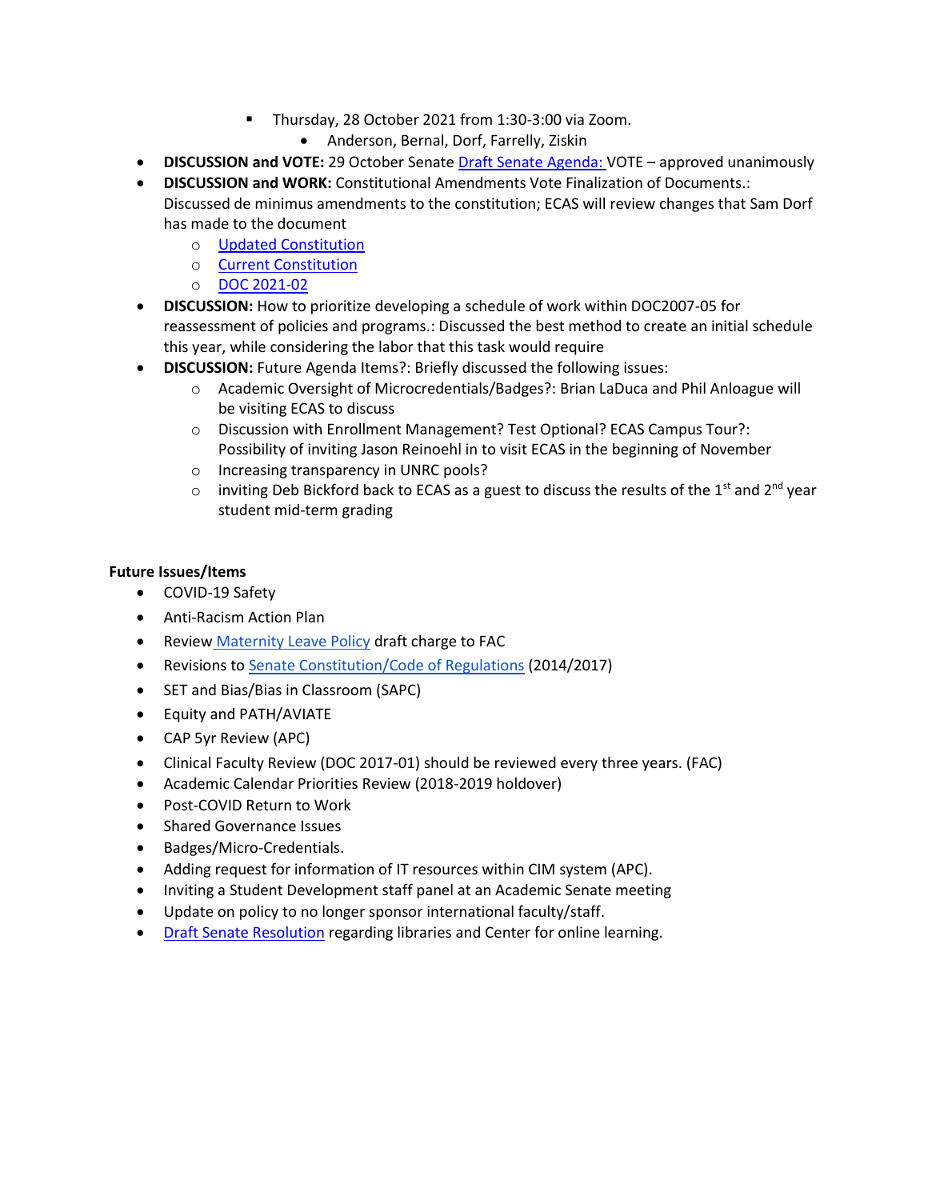- Thursday, 28 October 2021 from 1:30-3:00 via Zoom.
                - Anderson, Bernal, Dorf, Farrelly, Ziskin

- **DISCUSSION and VOTE:** 29 October Senate Draft Senate Agenda: VOTE – approved unanimously
- **DISCUSSION and WORK:** Constitutional Amendments Vote Finalization of Documents.: Discussed de minimus amendments to the constitution; ECAS will review changes that Sam Dorf has made to the document
    - Updated Constitution
    - Current Constitution
    - DOC 2021-02
- **DISCUSSION:** How to prioritize developing a schedule of work within DOC2007-05 for reassessment of policies and programs.: Discussed the best method to create an initial schedule this year, while considering the labor that this task would require
- **DISCUSSION:** Future Agenda Items?: Briefly discussed the following issues:
    - Academic Oversight of Microcredentials/Badges?: Brian LaDuca and Phil Anloague will be visiting ECAS to discuss
    - Discussion with Enrollment Management? Test Optional? ECAS Campus Tour?: Possibility of inviting Jason Reinoehl in to visit ECAS in the beginning of November
    - Increasing transparency in UNRC pools?
    - inviting Deb Bickford back to ECAS as a guest to discuss the results of the 1st and 2nd year student mid-term grading

**Future Issues/Items**

- COVID-19 Safety
- Anti-Racism Action Plan
- Review Maternity Leave Policy draft charge to FAC
- Revisions to Senate Constitution/Code of Regulations (2014/2017)
- SET and Bias/Bias in Classroom (SAPC)
- Equity and PATH/AVIATE
- CAP 5yr Review (APC)
- Clinical Faculty Review (DOC 2017-01) should be reviewed every three years. (FAC)
- Academic Calendar Priorities Review (2018-2019 holdover)
- Post-COVID Return to Work
- Shared Governance Issues
- Badges/Micro-Credentials.
- Adding request for information of IT resources within CIM system (APC).
- Inviting a Student Development staff panel at an Academic Senate meeting
- Update on policy to no longer sponsor international faculty/staff.
- Draft Senate Resolution regarding libraries and Center for online learning.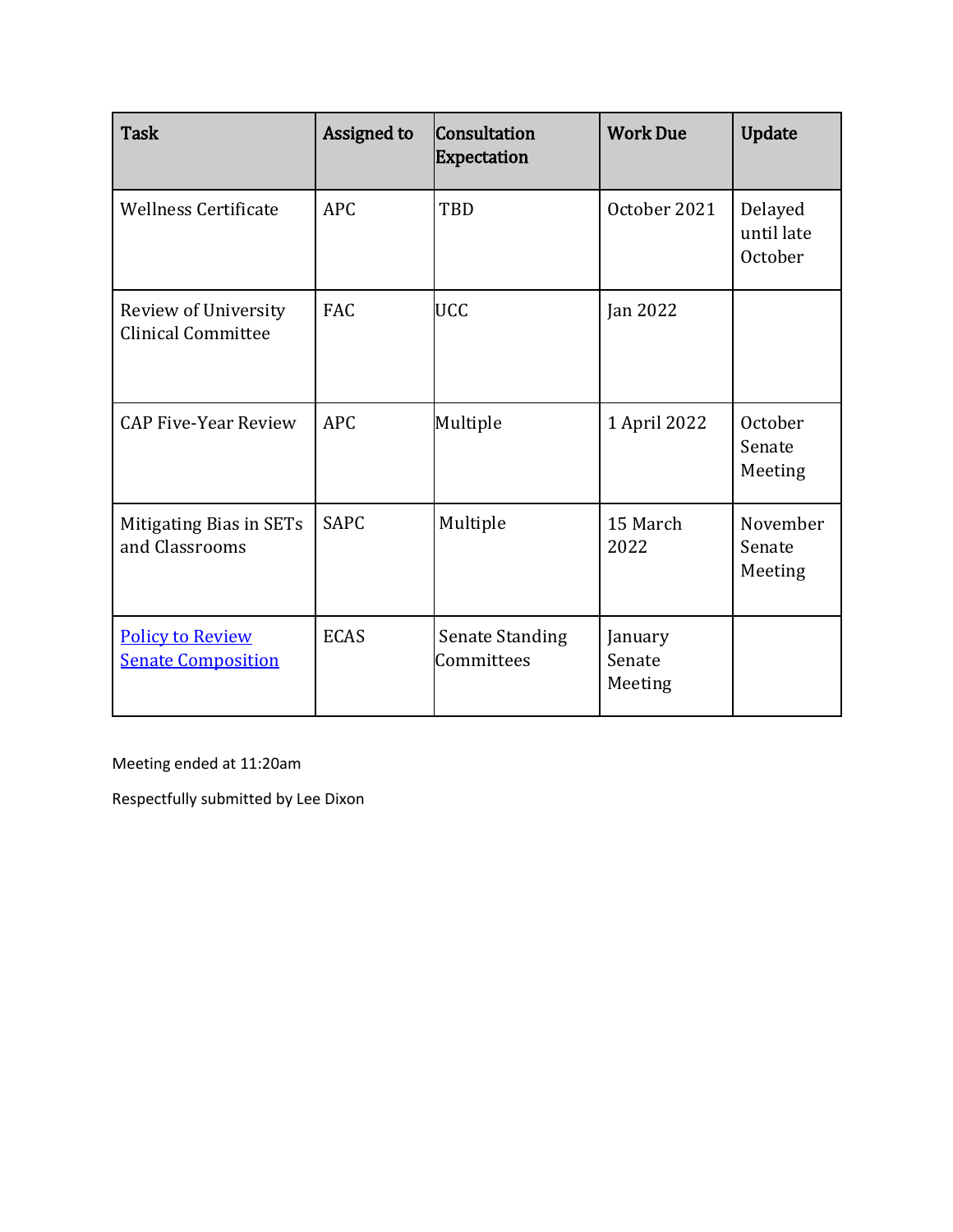| Task | Assigned to | Consultation Expectation | Work Due | Update |
| --- | --- | --- | --- | --- |
| Wellness Certificate | APC | TBD | October 2021 | Delayed until late October |
| Review of University Clinical Committee | FAC | UCC | Jan 2022 | |
| CAP Five-Year Review | APC | Multiple | 1 April 2022 | October Senate Meeting |
| Mitigating Bias in SETs and Classrooms | SAPC | Multiple | 15 March 2022 | November Senate Meeting |
| Policy to Review Senate Composition | ECAS | Senate Standing Committees | January Senate Meeting | |

Meeting ended at 11:20am

Respectfully submitted by Lee Dixon